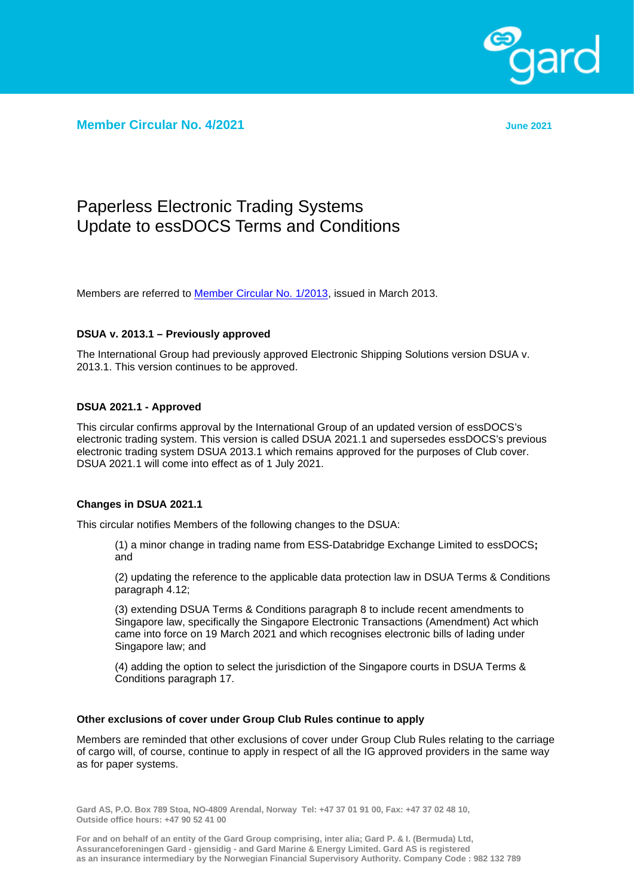**Member Circular No. 4/2021** June 2021

# Paperless Electronic Trading Systems
# Update to essDOCS Terms and Conditions

Members are referred to [Member Circular No. 1/2013](), issued in March 2013.

### DSUA v. 2013.1 – Previously approved

The International Group had previously approved Electronic Shipping Solutions version DSUA v. 2013.1. This version continues to be approved.

### DSUA 2021.1 - Approved

This circular confirms approval by the International Group of an updated version of essDOCS's electronic trading system. This version is called DSUA 2021.1 and supersedes essDOCS's previous electronic trading system DSUA 2013.1 which remains approved for the purposes of Club cover. DSUA 2021.1 will come into effect as of 1 July 2021.

### Changes in DSUA 2021.1

This circular notifies Members of the following changes to the DSUA:

(1) a minor change in trading name from ESS-Databridge Exchange Limited to essDOCS**;** and

(2) updating the reference to the applicable data protection law in DSUA Terms & Conditions paragraph 4.12;

(3) extending DSUA Terms & Conditions paragraph 8 to include recent amendments to Singapore law, specifically the Singapore Electronic Transactions (Amendment) Act which came into force on 19 March 2021 and which recognises electronic bills of lading under Singapore law; and

(4) adding the option to select the jurisdiction of the Singapore courts in DSUA Terms & Conditions paragraph 17.

### Other exclusions of cover under Group Club Rules continue to apply

Members are reminded that other exclusions of cover under Group Club Rules relating to the carriage of cargo will, of course, continue to apply in respect of all the IG approved providers in the same way as for paper systems.

Gard AS, P.O. Box 789 Stoa, NO-4809 Arendal, Norway Tel: +47 37 01 91 00, Fax: +47 37 02 48 10, Outside office hours: +47 90 52 41 00

For and on behalf of an entity of the Gard Group comprising, inter alia; Gard P. & I. (Bermuda) Ltd, Assuranceforeningen Gard - gjensidig - and Gard Marine & Energy Limited. Gard AS is registered as an insurance intermediary by the Norwegian Financial Supervisory Authority. Company Code : 982 132 789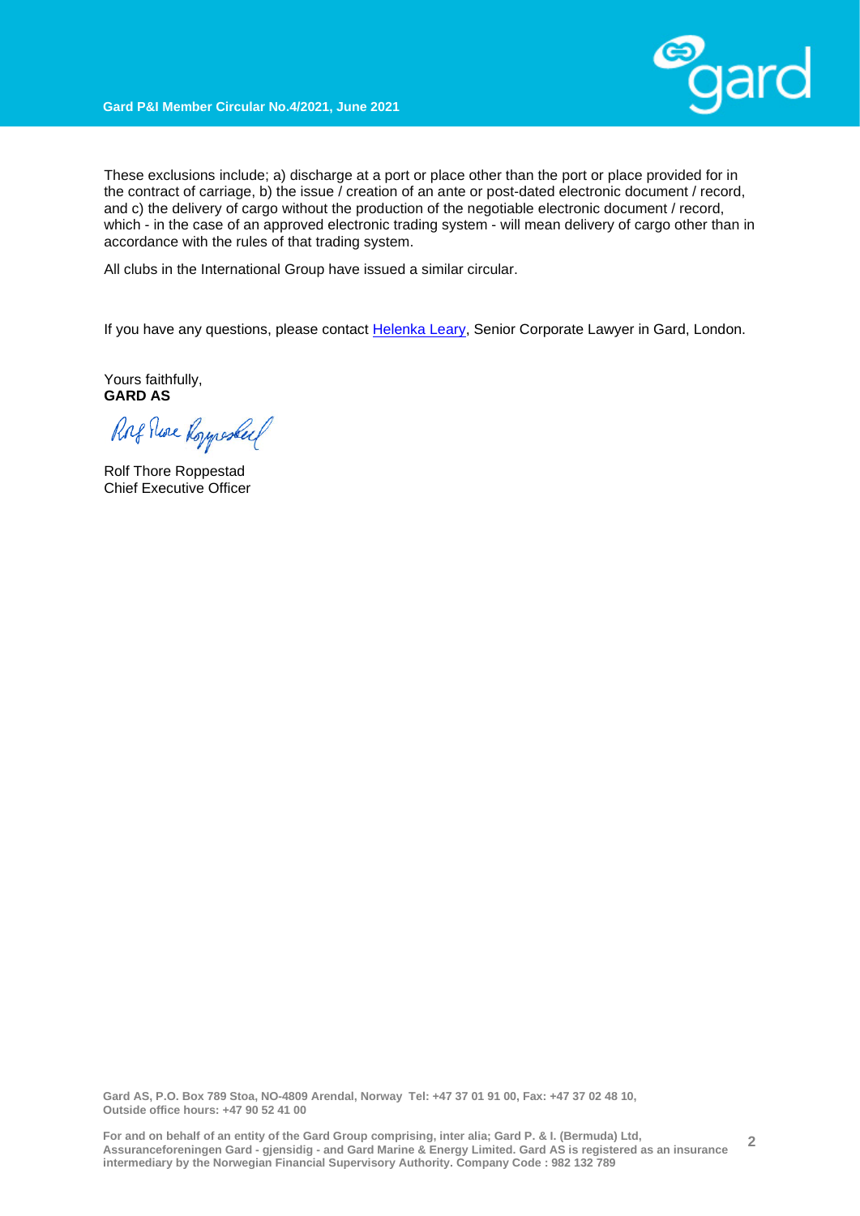These exclusions include; a) discharge at a port or place other than the port or place provided for in the contract of carriage, b) the issue / creation of an ante or post-dated electronic document / record, and c) the delivery of cargo without the production of the negotiable electronic document / record, which - in the case of an approved electronic trading system - will mean delivery of cargo other than in accordance with the rules of that trading system.

All clubs in the International Group have issued a similar circular.

If you have any questions, please contact Helenka Leary, Senior Corporate Lawyer in Gard, London.

Yours faithfully,
**GARD AS**

Rolf Thore Roppestad
Chief Executive Officer

Gard AS, P.O. Box 789 Stoa, NO-4809 Arendal, Norway Tel: +47 37 01 91 00, Fax: +47 37 02 48 10, Outside office hours: +47 90 52 41 00

For and on behalf of an entity of the Gard Group comprising, inter alia; Gard P. & I. (Bermuda) Ltd, Assuranceforeningen Gard - gjensidig - and Gard Marine & Energy Limited. Gard AS is registered as an insurance intermediary by the Norwegian Financial Supervisory Authority. Company Code : 982 132 789